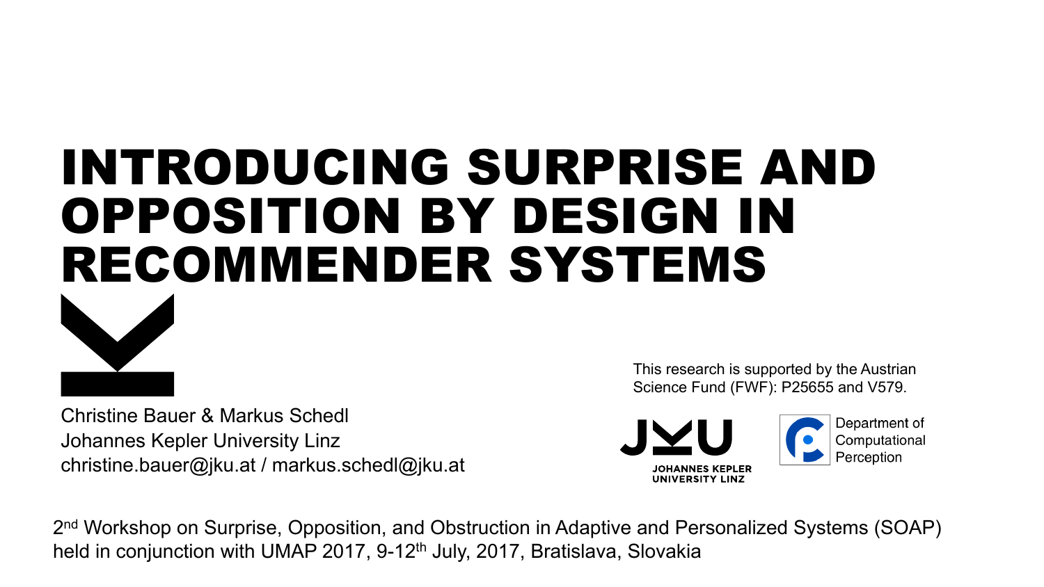# INTRODUCING SURPRISE AND OPPOSITION BY DESIGN IN RECOMMENDER SYSTEMS

Christine Bauer & Markus Schedl
Johannes Kepler University Linz
christine.bauer@jku.at / markus.schedl@jku.at

This research is supported by the Austrian Science Fund (FWF): P25655 and V579.

JOHANNES KEPLER UNIVERSITY LINZ

Department of Computational Perception

2nd Workshop on Surprise, Opposition, and Obstruction in Adaptive and Personalized Systems (SOAP) held in conjunction with UMAP 2017, 9-12th July, 2017, Bratislava, Slovakia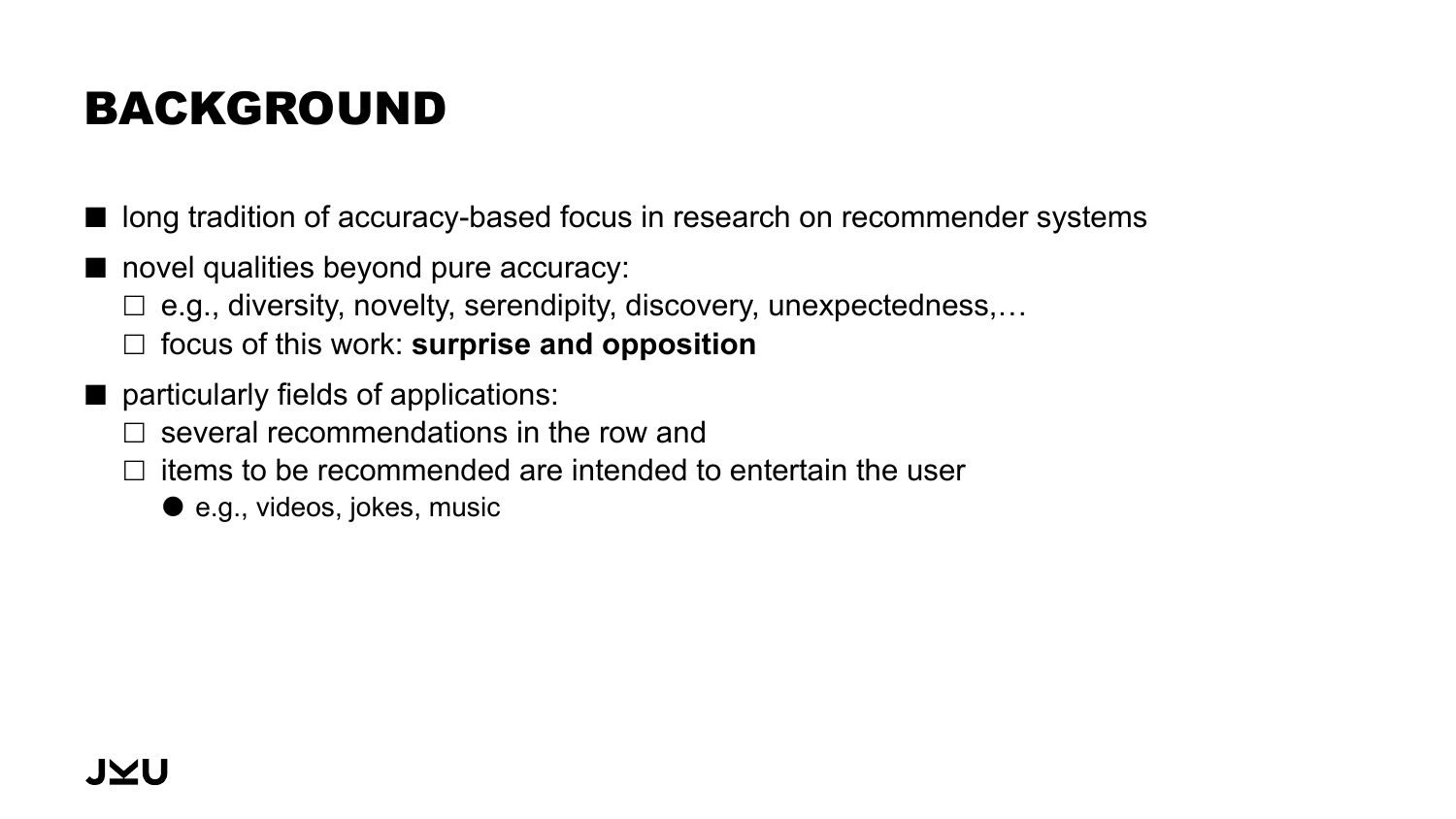# BACKGROUND

- long tradition of accuracy-based focus in research on recommender systems
- novel qualities beyond pure accuracy:
  - e.g., diversity, novelty, serendipity, discovery, unexpectedness,…
  - focus of this work: **surprise and opposition**
- particularly fields of applications:
  - several recommendations in the row and
  - items to be recommended are intended to entertain the user
    - e.g., videos, jokes, music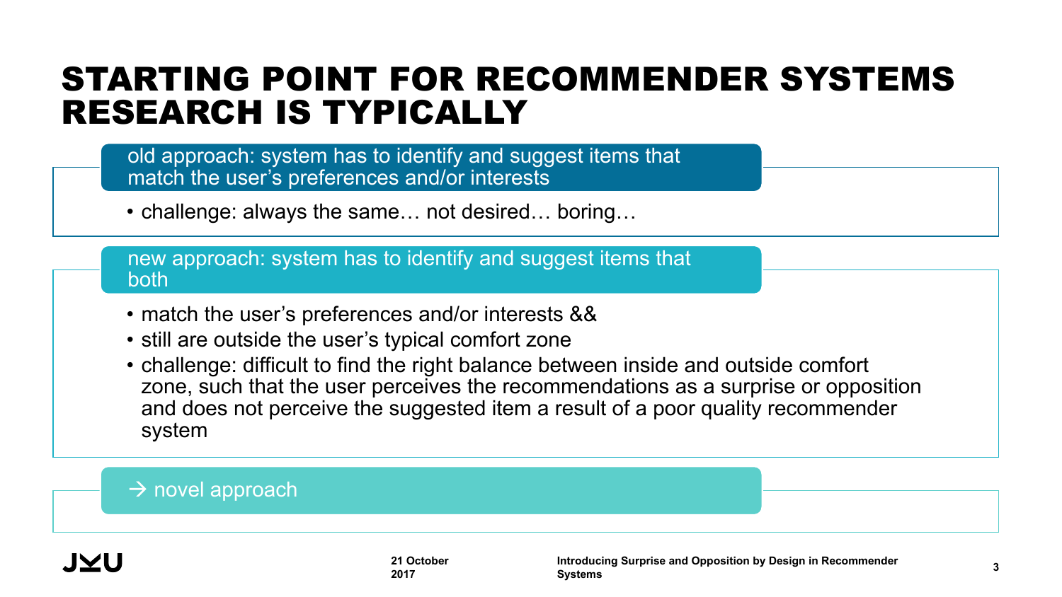# STARTING POINT FOR RECOMMENDER SYSTEMS RESEARCH IS TYPICALLY

**old approach: system has to identify and suggest items that match the user's preferences and/or interests**

- challenge: always the same… not desired… boring…

**new approach: system has to identify and suggest items that both**

- match the user's preferences and/or interests &&
- still are outside the user's typical comfort zone
- challenge: difficult to find the right balance between inside and outside comfort zone, such that the user perceives the recommendations as a surprise or opposition and does not perceive the suggested item a result of a poor quality recommender system

**→ novel approach**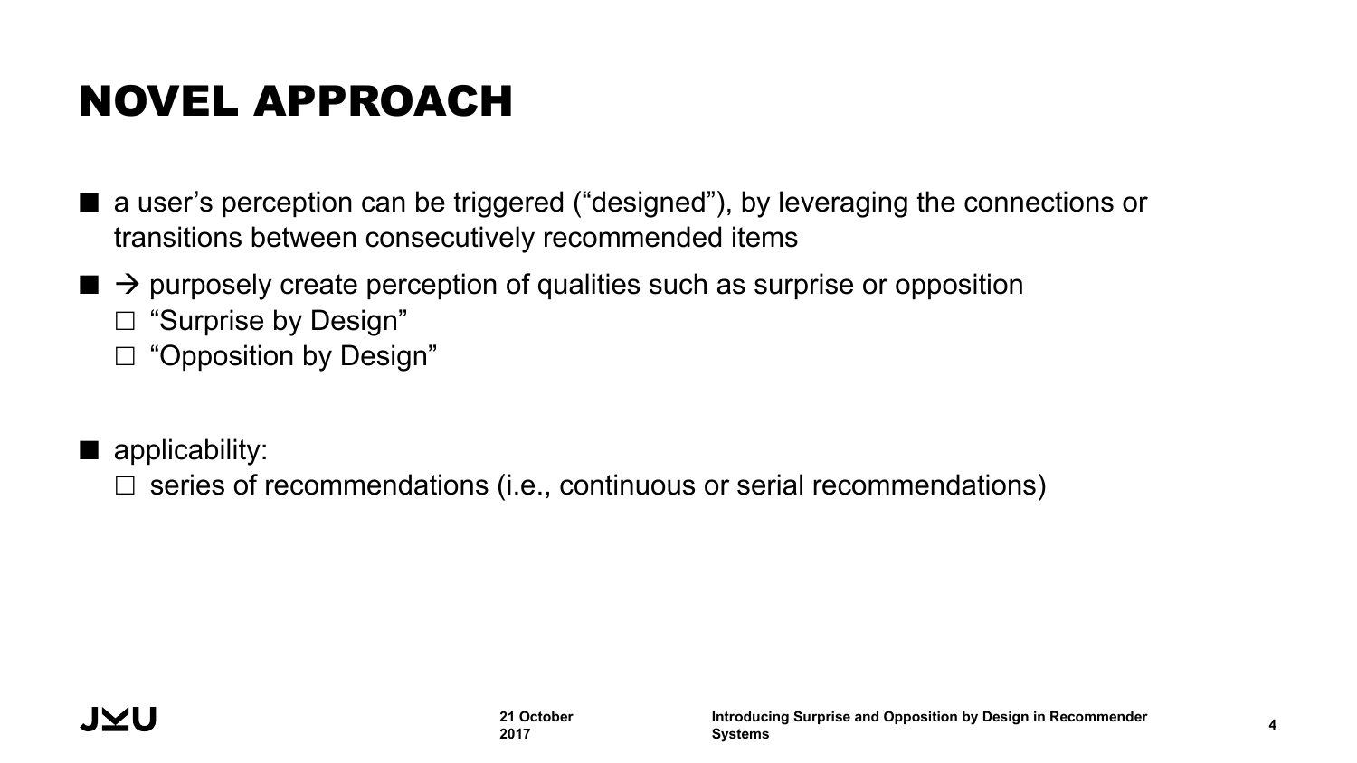# NOVEL APPROACH

- a user's perception can be triggered ("designed"), by leveraging the connections or transitions between consecutively recommended items
- → purposely create perception of qualities such as surprise or opposition
  - "Surprise by Design"
  - "Opposition by Design"

- applicability:
  - series of recommendations (i.e., continuous or serial recommendations)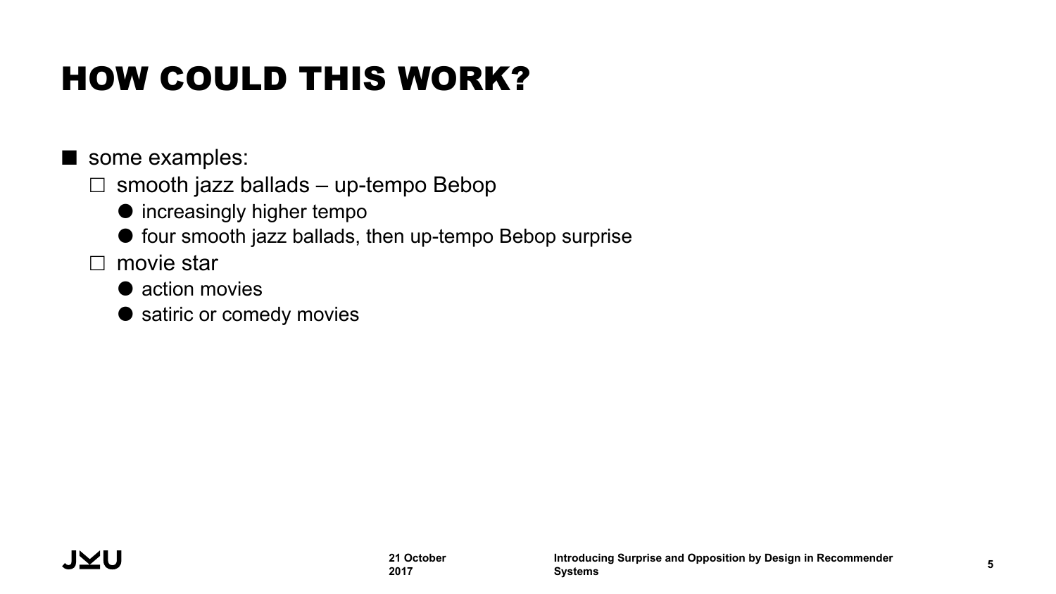# HOW COULD THIS WORK?

- some examples:
  - smooth jazz ballads – up-tempo Bebop
    - increasingly higher tempo
    - four smooth jazz ballads, then up-tempo Bebop surprise
  - movie star
    - action movies
    - satiric or comedy movies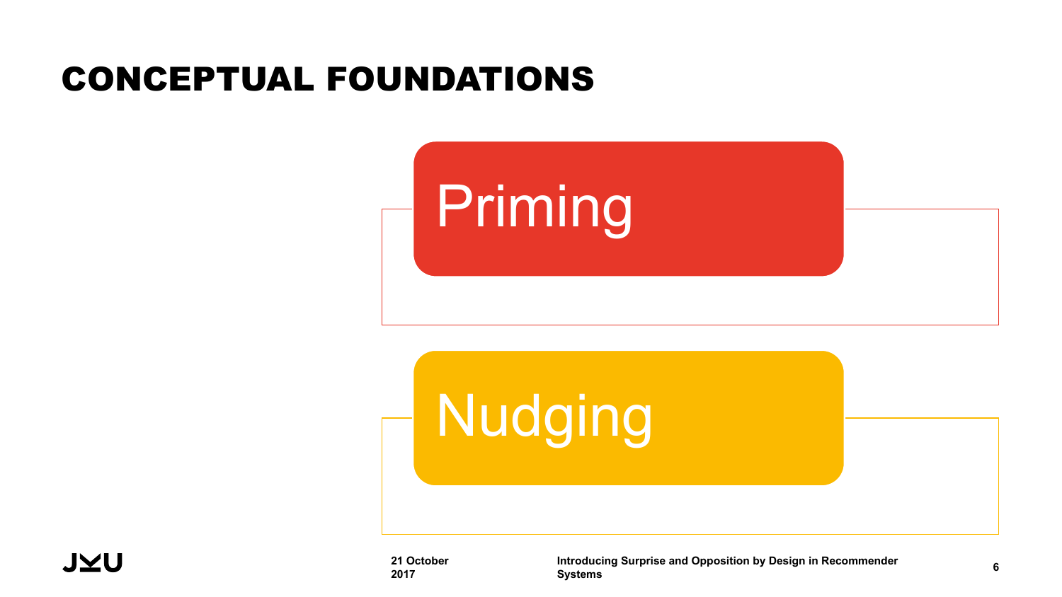# CONCEPTUAL FOUNDATIONS

- Priming
- Nudging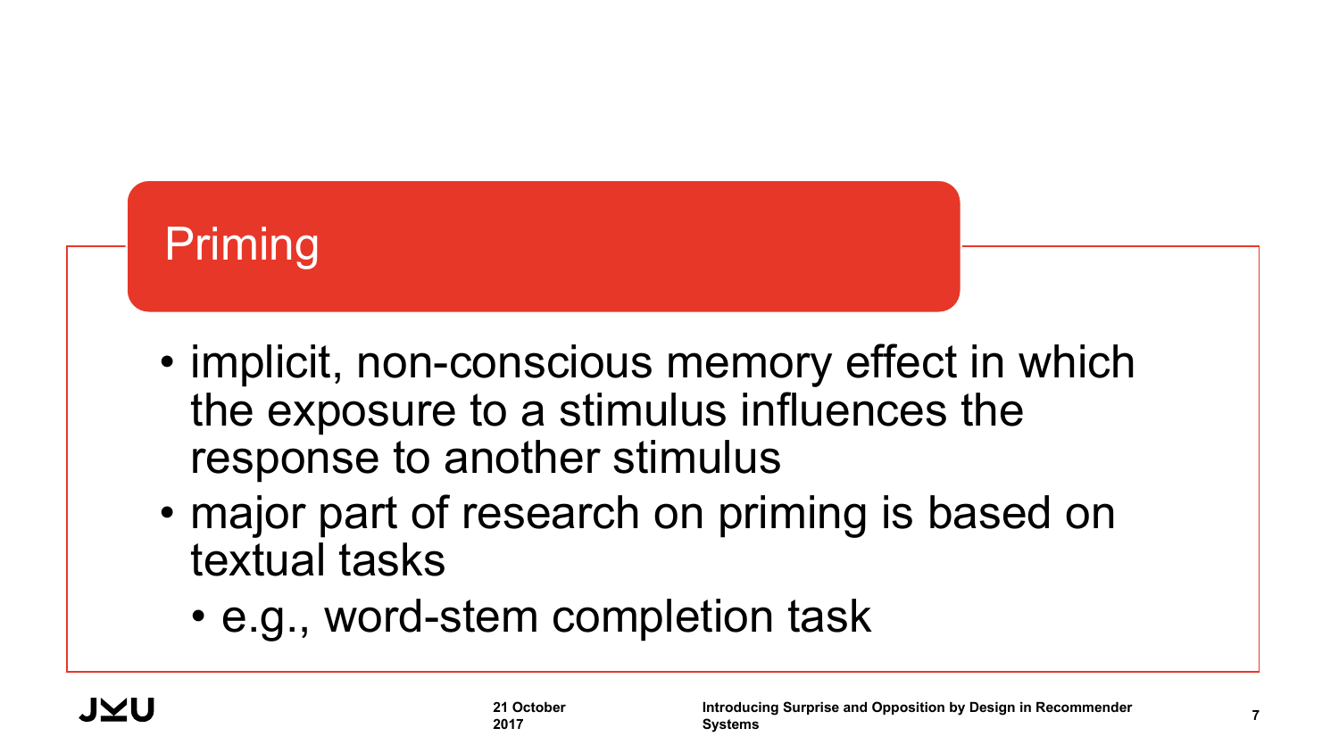# Priming

- implicit, non-conscious memory effect in which the exposure to a stimulus influences the response to another stimulus
- major part of research on priming is based on textual tasks
  - e.g., word-stem completion task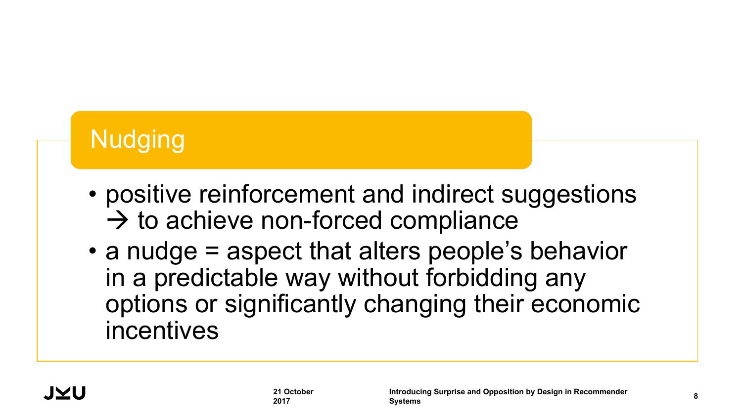## Nudging

- positive reinforcement and indirect suggestions → to achieve non-forced compliance
- a nudge = aspect that alters people's behavior in a predictable way without forbidding any options or significantly changing their economic incentives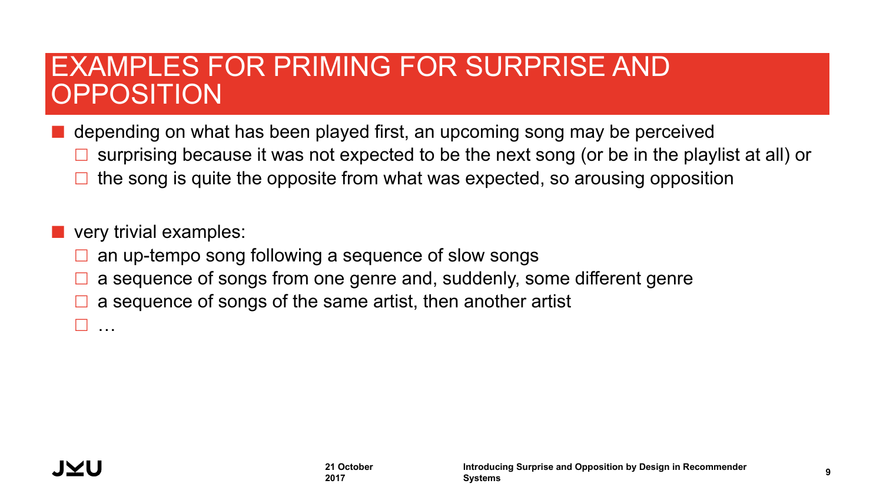# EXAMPLES FOR PRIMING FOR SURPRISE AND OPPOSITION

- depending on what has been played first, an upcoming song may be perceived
  - surprising because it was not expected to be the next song (or be in the playlist at all) or
  - the song is quite the opposite from what was expected, so arousing opposition

- very trivial examples:
  - an up-tempo song following a sequence of slow songs
  - a sequence of songs from one genre and, suddenly, some different genre
  - a sequence of songs of the same artist, then another artist
  - …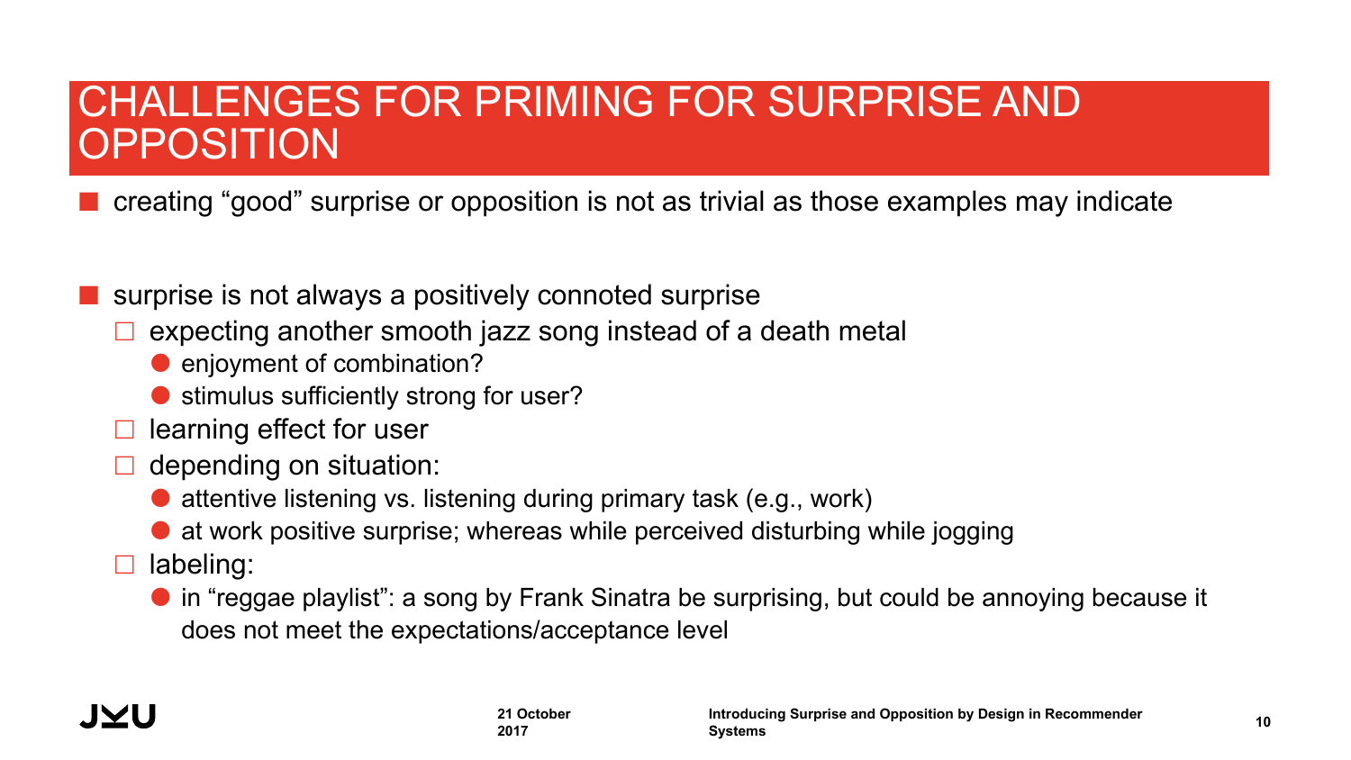# CHALLENGES FOR PRIMING FOR SURPRISE AND OPPOSITION

- creating “good” surprise or opposition is not as trivial as those examples may indicate

- surprise is not always a positively connoted surprise
  - expecting another smooth jazz song instead of a death metal
    - enjoyment of combination?
    - stimulus sufficiently strong for user?
  - learning effect for user
  - depending on situation:
    - attentive listening vs. listening during primary task (e.g., work)
    - at work positive surprise; whereas while perceived disturbing while jogging
  - labeling:
    - in “reggae playlist”: a song by Frank Sinatra be surprising, but could be annoying because it does not meet the expectations/acceptance level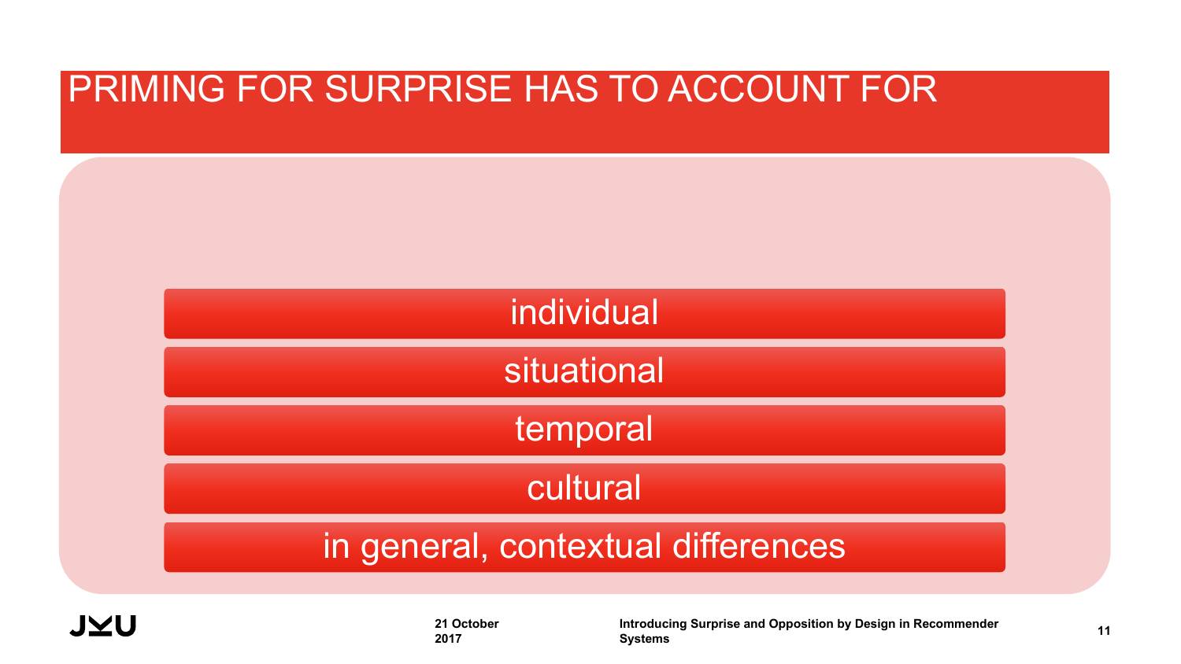# PRIMING FOR SURPRISE HAS TO ACCOUNT FOR

- individual
- situational
- temporal
- cultural
- in general, contextual differences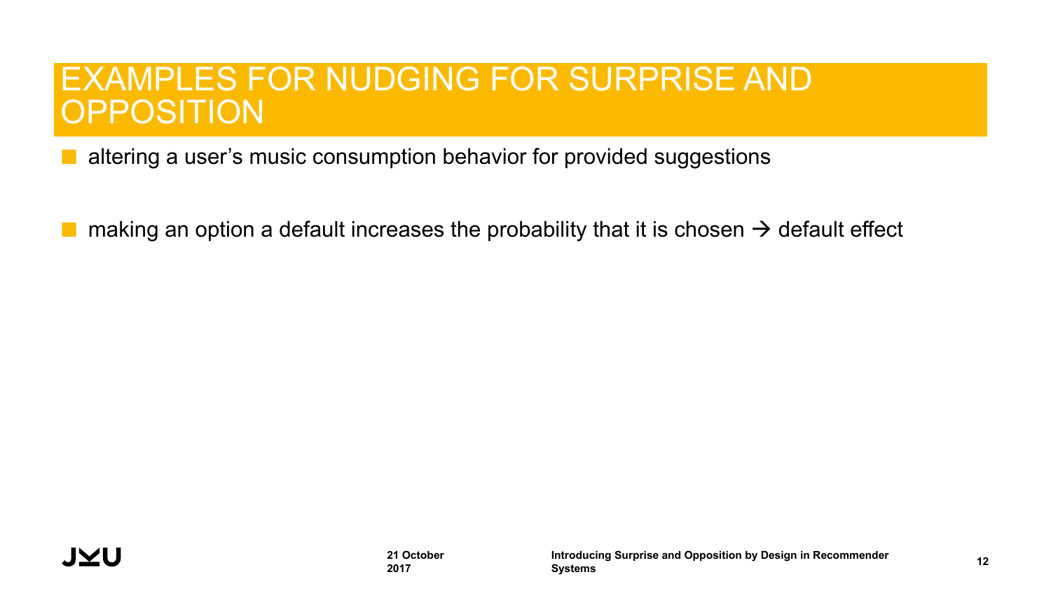# EXAMPLES FOR NUDGING FOR SURPRISE AND OPPOSITION

- altering a user's music consumption behavior for provided suggestions

- making an option a default increases the probability that it is chosen → default effect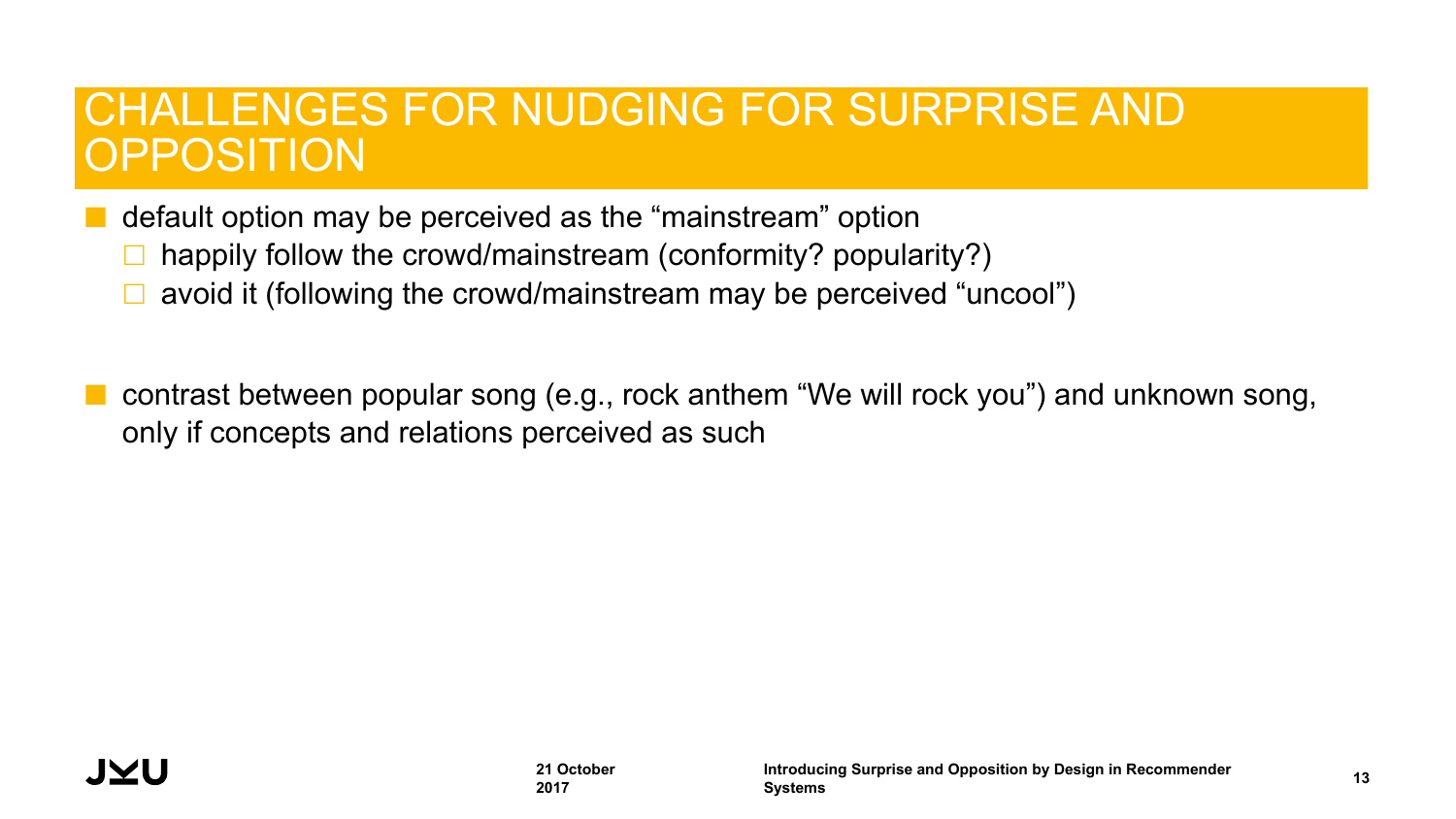# CHALLENGES FOR NUDGING FOR SURPRISE AND OPPOSITION

- default option may be perceived as the “mainstream” option
  - happily follow the crowd/mainstream (conformity? popularity?)
  - avoid it (following the crowd/mainstream may be perceived “uncool”)

- contrast between popular song (e.g., rock anthem “We will rock you”) and unknown song, only if concepts and relations perceived as such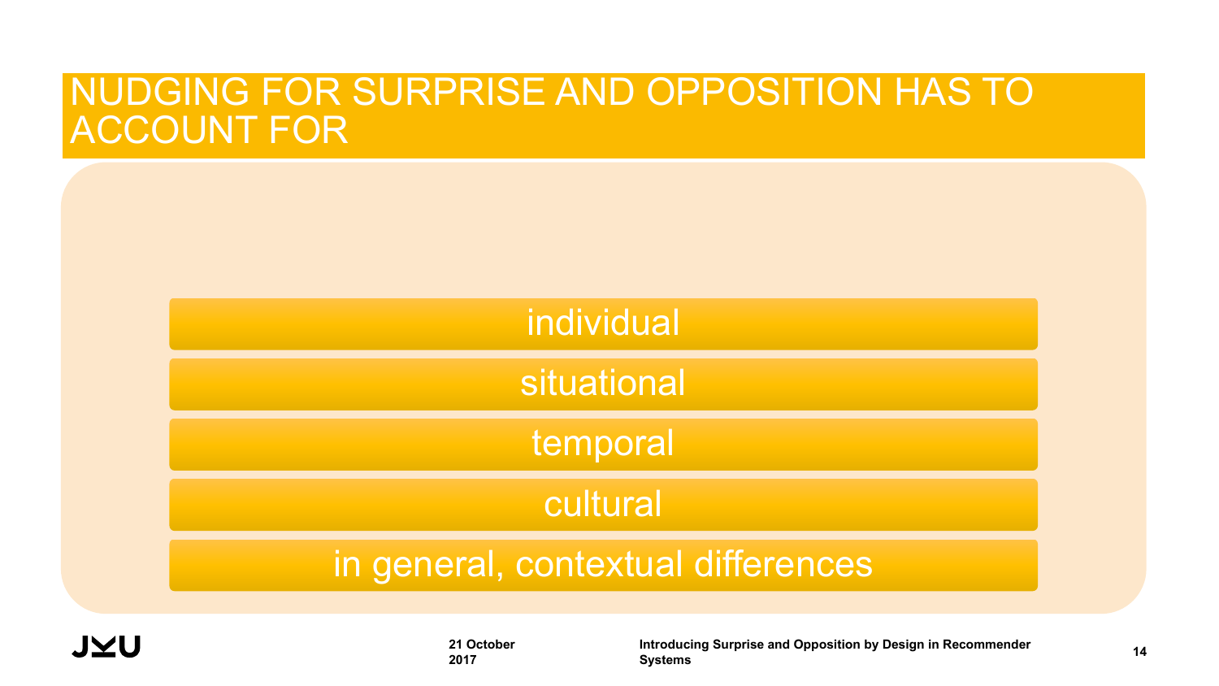# NUDGING FOR SURPRISE AND OPPOSITION HAS TO ACCOUNT FOR

- individual
- situational
- temporal
- cultural
- in general, contextual differences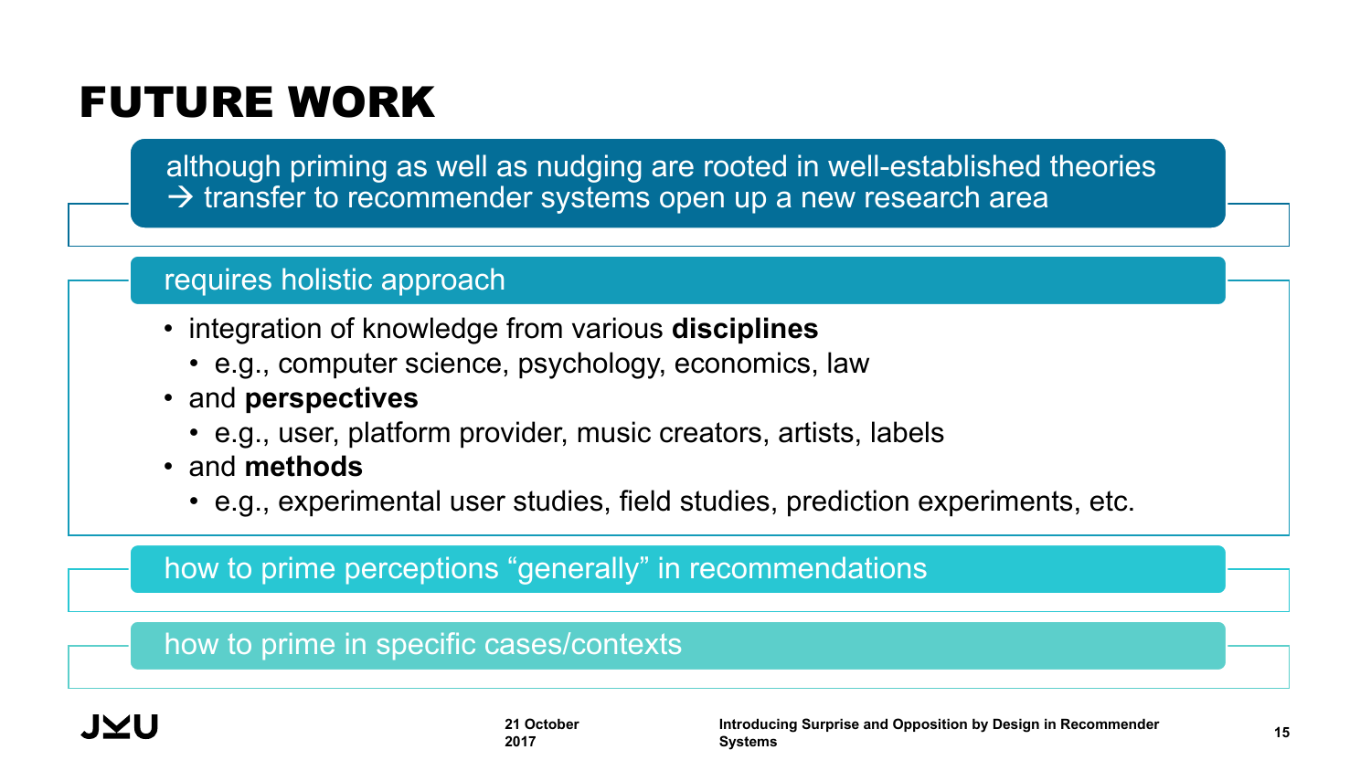# FUTURE WORK

although priming as well as nudging are rooted in well-established theories
→ transfer to recommender systems open up a new research area

requires holistic approach

- integration of knowledge from various **disciplines**
  - e.g., computer science, psychology, economics, law
- and **perspectives**
  - e.g., user, platform provider, music creators, artists, labels
- and **methods**
  - e.g., experimental user studies, field studies, prediction experiments, etc.

how to prime perceptions “generally” in recommendations

how to prime in specific cases/contexts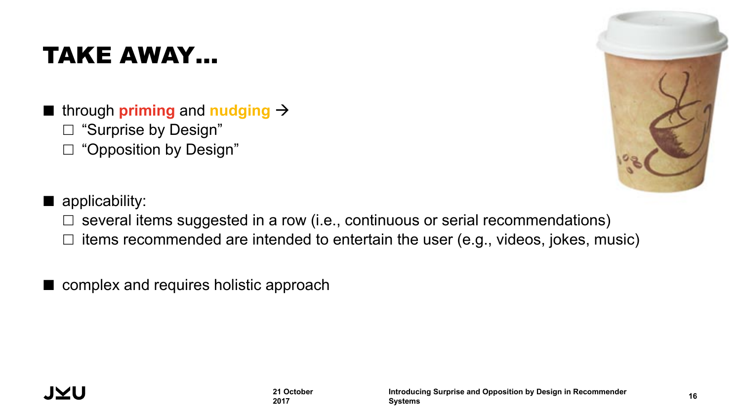# TAKE AWAY…

- through **priming** and **nudging** →
  - "Surprise by Design"
  - "Opposition by Design"

- applicability:
  - several items suggested in a row (i.e., continuous or serial recommendations)
  - items recommended are intended to entertain the user (e.g., videos, jokes, music)

- complex and requires holistic approach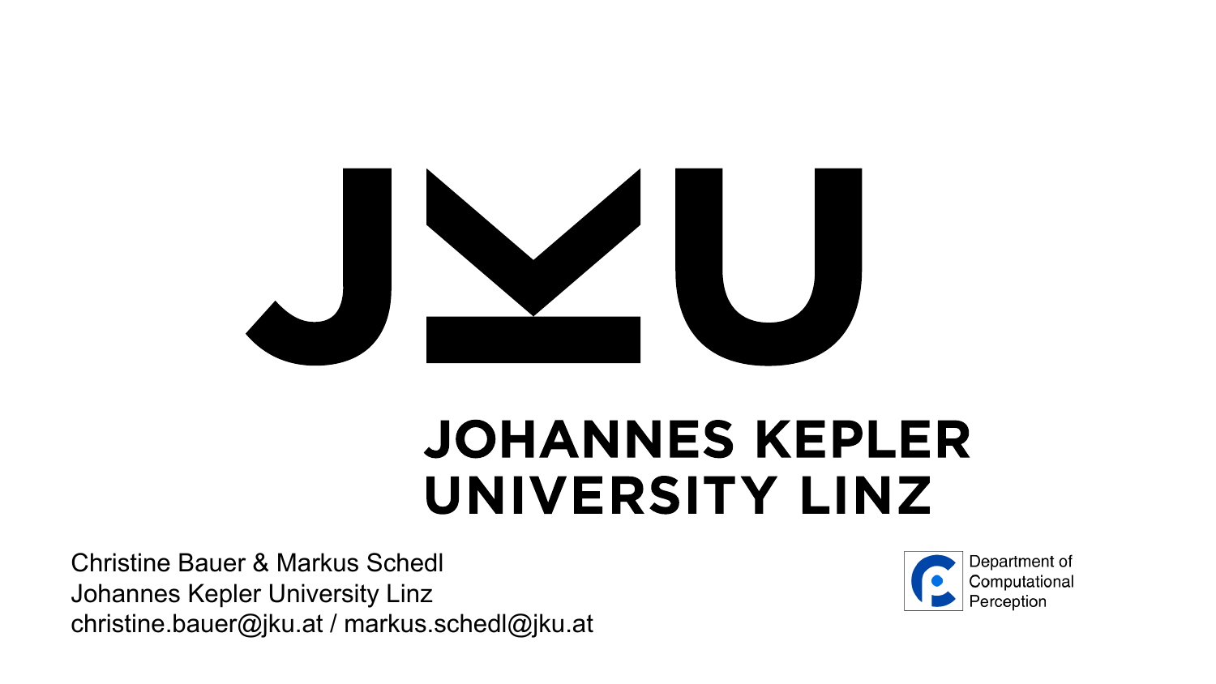JKU

JOHANNES KEPLER
UNIVERSITY LINZ

Christine Bauer & Markus Schedl
Johannes Kepler University Linz
christine.bauer@jku.at / markus.schedl@jku.at

Department of
Computational
Perception